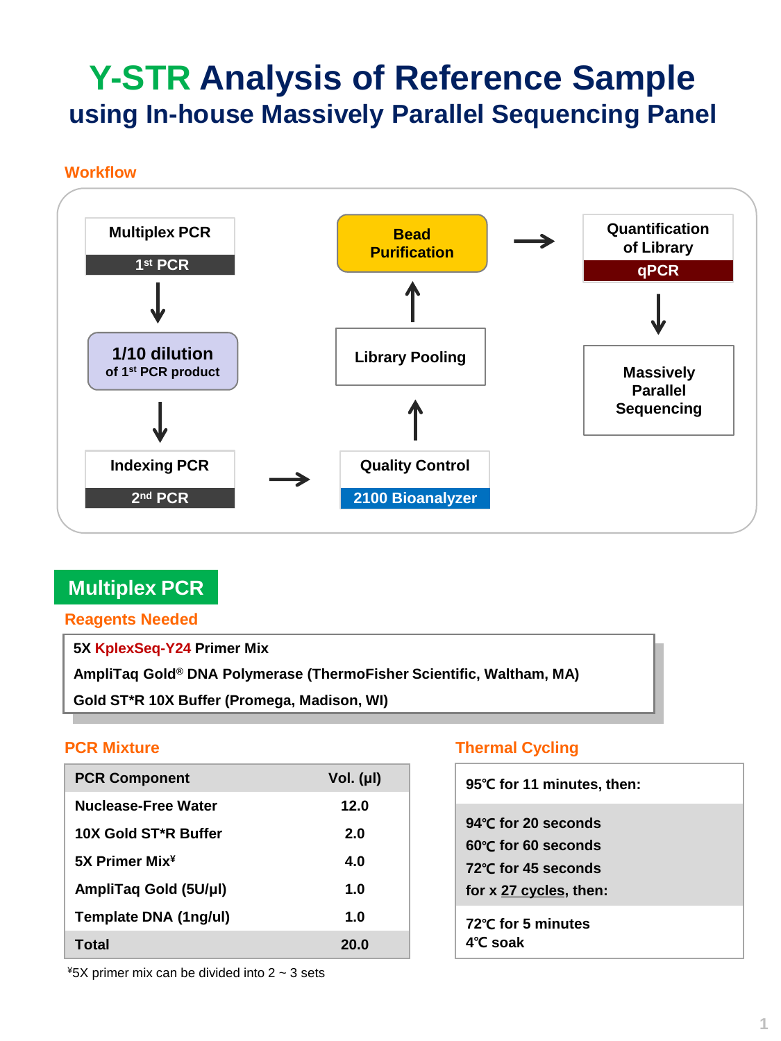# Y-STR Analysis of Reference Sample

## using In-house Massively Parallel Sequencing Panel

### Workflow

- Multiplex PCR (1st PCR)
- 1/10 dilution of 1st PCR product
- Indexing PCR (2nd PCR)
- Quality Control (2100 Bioanalyzer)
- Library Pooling
- Bead Purification
- Quantification of Library (qPCR)
- Massively Parallel Sequencing

## Multiplex PCR

### Reagents Needed

- 5X KplexSeq-Y24 Primer Mix
- AmpliTaq Gold® DNA Polymerase (ThermoFisher Scientific, Waltham, MA)
- Gold ST*R 10X Buffer (Promega, Madison, WI)

### PCR Mixture

| PCR Component | Vol. (μl) |
|---|---|
| Nuclease-Free Water | 12.0 |
| 10X Gold ST*R Buffer | 2.0 |
| 5X Primer Mix¥ | 4.0 |
| AmpliTaq Gold (5U/μl) | 1.0 |
| Template DNA (1ng/ul) | 1.0 |
| Total | 20.0 |

¥5X primer mix can be divided into 2 ~ 3 sets

### Thermal Cycling

95℃ for 11 minutes, then:

94℃ for 20 seconds
60℃ for 60 seconds
72℃ for 45 seconds
for x 27 cycles, then:

72℃ for 5 minutes
4℃ soak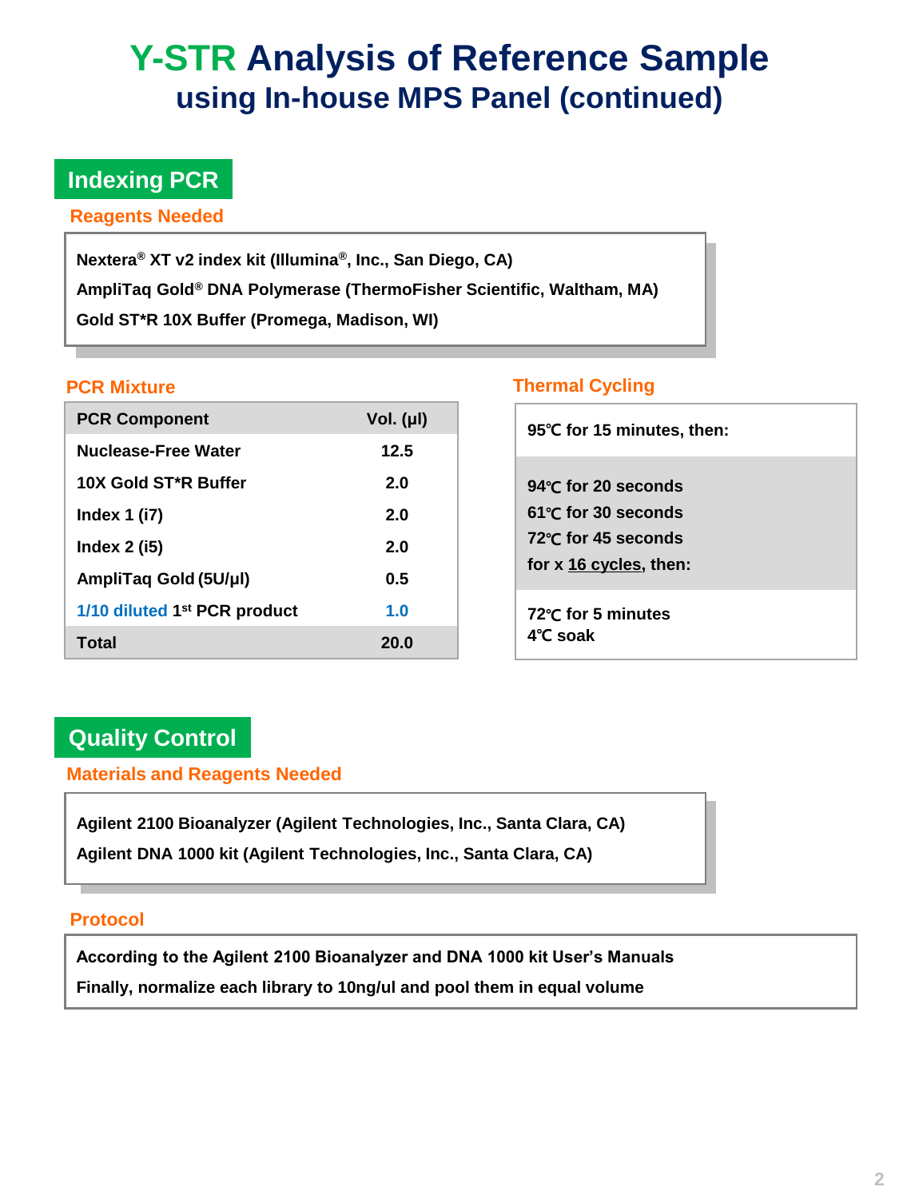# Y-STR Analysis of Reference Sample using In-house MPS Panel (continued)

## Indexing PCR

### Reagents Needed

**Nextera® XT v2 index kit (Illumina®, Inc., San Diego, CA)**
**AmpliTaq Gold® DNA Polymerase (ThermoFisher Scientific, Waltham, MA)**
**Gold ST*R 10X Buffer (Promega, Madison, WI)**

### PCR Mixture

| PCR Component | Vol. (µl) |
|---|---|
| Nuclease-Free Water | 12.5 |
| 10X Gold ST*R Buffer | 2.0 |
| Index 1 (i7) | 2.0 |
| Index 2 (i5) | 2.0 |
| AmpliTaq Gold (5U/µl) | 0.5 |
| 1/10 diluted 1st PCR product | 1.0 |
| **Total** | **20.0** |

### Thermal Cycling

95℃ for 15 minutes, then:

94℃ for 20 seconds
61℃ for 30 seconds
72℃ for 45 seconds
for x 16 cycles, then:

72℃ for 5 minutes
4℃ soak

## Quality Control

### Materials and Reagents Needed

**Agilent 2100 Bioanalyzer (Agilent Technologies, Inc., Santa Clara, CA)**
**Agilent DNA 1000 kit (Agilent Technologies, Inc., Santa Clara, CA)**

### Protocol

**According to the Agilent 2100 Bioanalyzer and DNA 1000 kit User's Manuals**
**Finally, normalize each library to 10ng/ul and pool them in equal volume**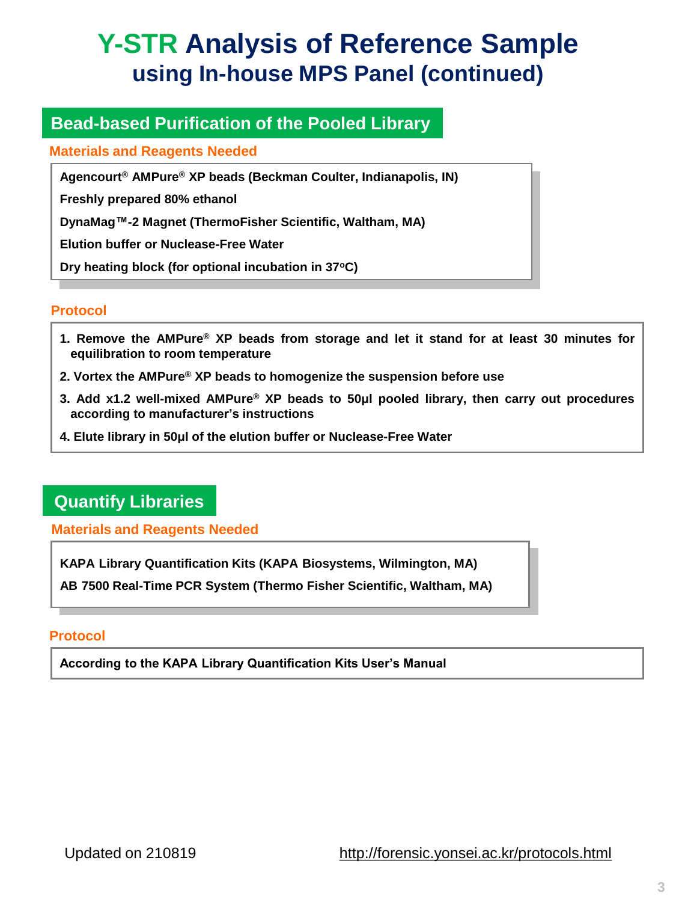# Y-STR Analysis of Reference Sample using In-house MPS Panel (continued)

## Bead-based Purification of the Pooled Library

### Materials and Reagents Needed

**Agencourt® AMPure® XP beads (Beckman Coulter, Indianapolis, IN)**

**Freshly prepared 80% ethanol**

**DynaMag™-2 Magnet (ThermoFisher Scientific, Waltham, MA)**

**Elution buffer or Nuclease-Free Water**

**Dry heating block (for optional incubation in 37°C)**

### Protocol

1. **Remove the AMPure® XP beads from storage and let it stand for at least 30 minutes for equilibration to room temperature**
2. **Vortex the AMPure® XP beads to homogenize the suspension before use**
3. **Add x1.2 well-mixed AMPure® XP beads to 50μl pooled library, then carry out procedures according to manufacturer's instructions**
4. **Elute library in 50μl of the elution buffer or Nuclease-Free Water**

## Quantify Libraries

### Materials and Reagents Needed

**KAPA Library Quantification Kits (KAPA Biosystems, Wilmington, MA)**

**AB 7500 Real-Time PCR System (Thermo Fisher Scientific, Waltham, MA)**

### Protocol

**According to the KAPA Library Quantification Kits User's Manual**

Updated on 210819

http://forensic.yonsei.ac.kr/protocols.html